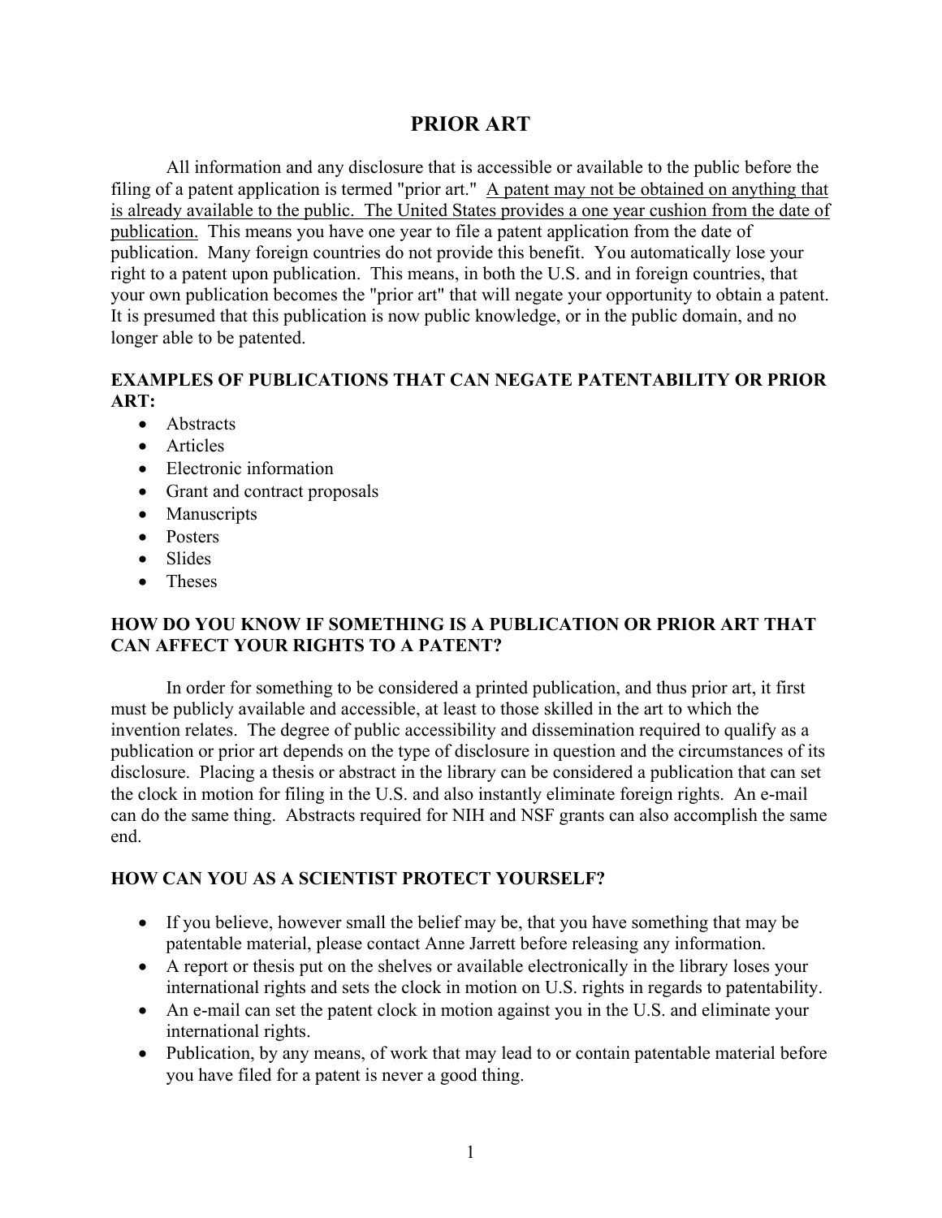# PRIOR ART

All information and any disclosure that is accessible or available to the public before the filing of a patent application is termed "prior art." <u>A patent may not be obtained on anything that is already available to the public. The United States provides a one year cushion from the date of publication.</u> This means you have one year to file a patent application from the date of publication. Many foreign countries do not provide this benefit. You automatically lose your right to a patent upon publication. This means, in both the U.S. and in foreign countries, that your own publication becomes the "prior art" that will negate your opportunity to obtain a patent. It is presumed that this publication is now public knowledge, or in the public domain, and no longer able to be patented.

### EXAMPLES OF PUBLICATIONS THAT CAN NEGATE PATENTABILITY OR PRIOR ART:

- Abstracts
- Articles
- Electronic information
- Grant and contract proposals
- Manuscripts
- Posters
- Slides
- Theses

### HOW DO YOU KNOW IF SOMETHING IS A PUBLICATION OR PRIOR ART THAT CAN AFFECT YOUR RIGHTS TO A PATENT?

In order for something to be considered a printed publication, and thus prior art, it first must be publicly available and accessible, at least to those skilled in the art to which the invention relates. The degree of public accessibility and dissemination required to qualify as a publication or prior art depends on the type of disclosure in question and the circumstances of its disclosure. Placing a thesis or abstract in the library can be considered a publication that can set the clock in motion for filing in the U.S. and also instantly eliminate foreign rights. An e-mail can do the same thing. Abstracts required for NIH and NSF grants can also accomplish the same end.

### HOW CAN YOU AS A SCIENTIST PROTECT YOURSELF?

- If you believe, however small the belief may be, that you have something that may be patentable material, please contact Anne Jarrett before releasing any information.
- A report or thesis put on the shelves or available electronically in the library loses your international rights and sets the clock in motion on U.S. rights in regards to patentability.
- An e-mail can set the patent clock in motion against you in the U.S. and eliminate your international rights.
- Publication, by any means, of work that may lead to or contain patentable material before you have filed for a patent is never a good thing.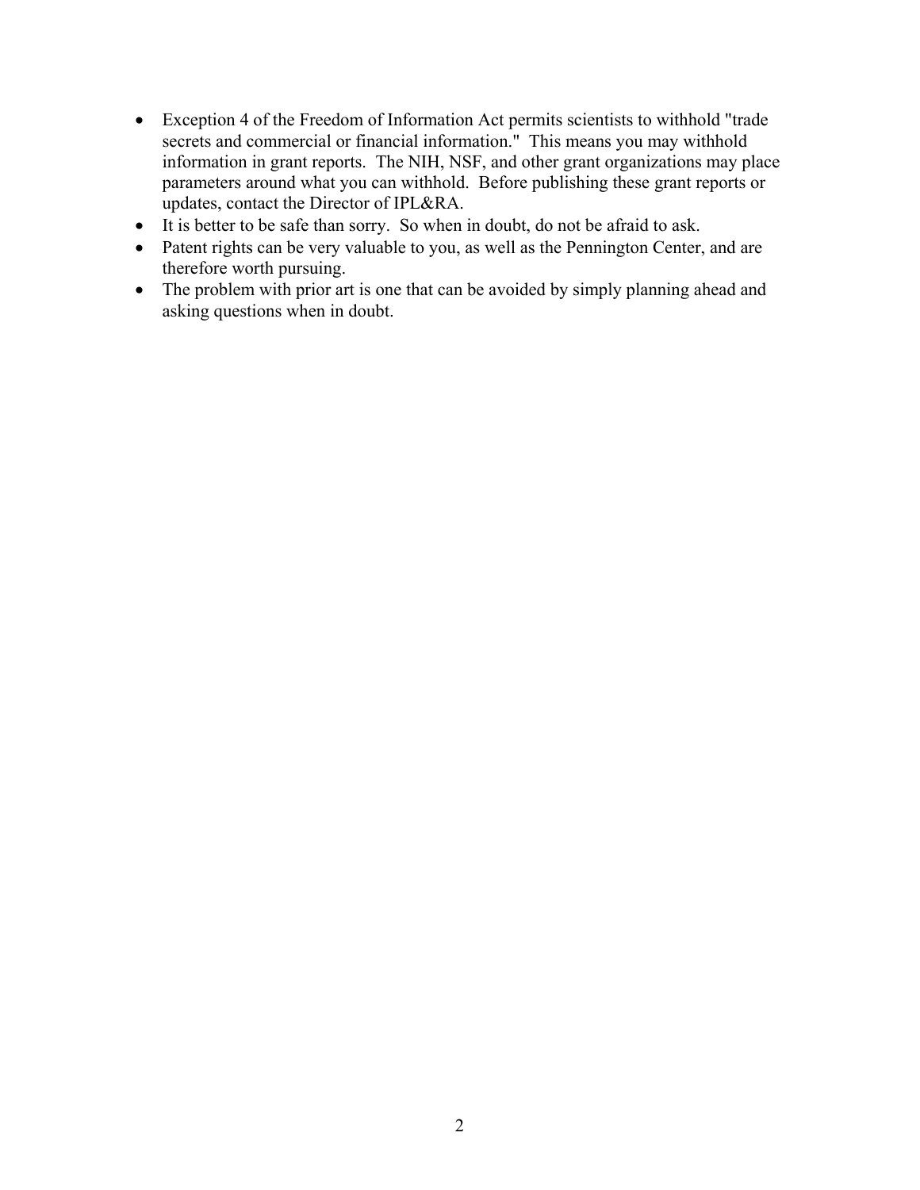- Exception 4 of the Freedom of Information Act permits scientists to withhold "trade secrets and commercial or financial information." This means you may withhold information in grant reports. The NIH, NSF, and other grant organizations may place parameters around what you can withhold. Before publishing these grant reports or updates, contact the Director of IPL&RA.
- It is better to be safe than sorry. So when in doubt, do not be afraid to ask.
- Patent rights can be very valuable to you, as well as the Pennington Center, and are therefore worth pursuing.
- The problem with prior art is one that can be avoided by simply planning ahead and asking questions when in doubt.